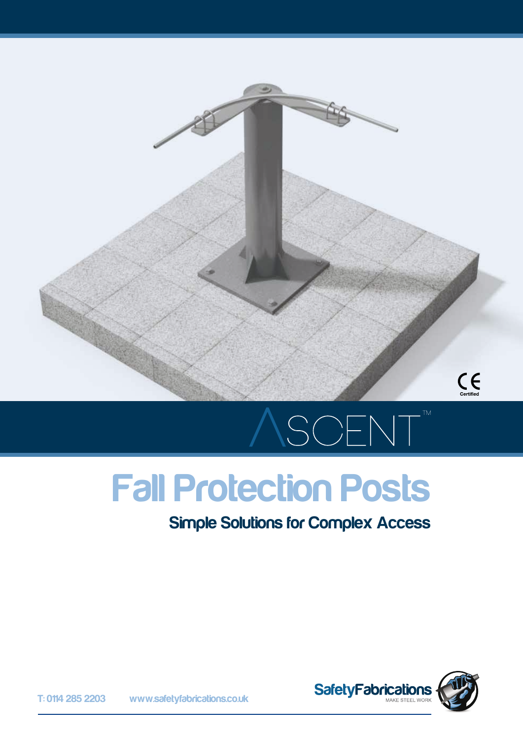CE Certified

# ASCENT™

# Fall Protection Posts

## Simple Solutions for Complex Access

T: 0114 285 2203 www.safetyfabrications.co.uk

SafetyFabrications MAKE STEEL WORK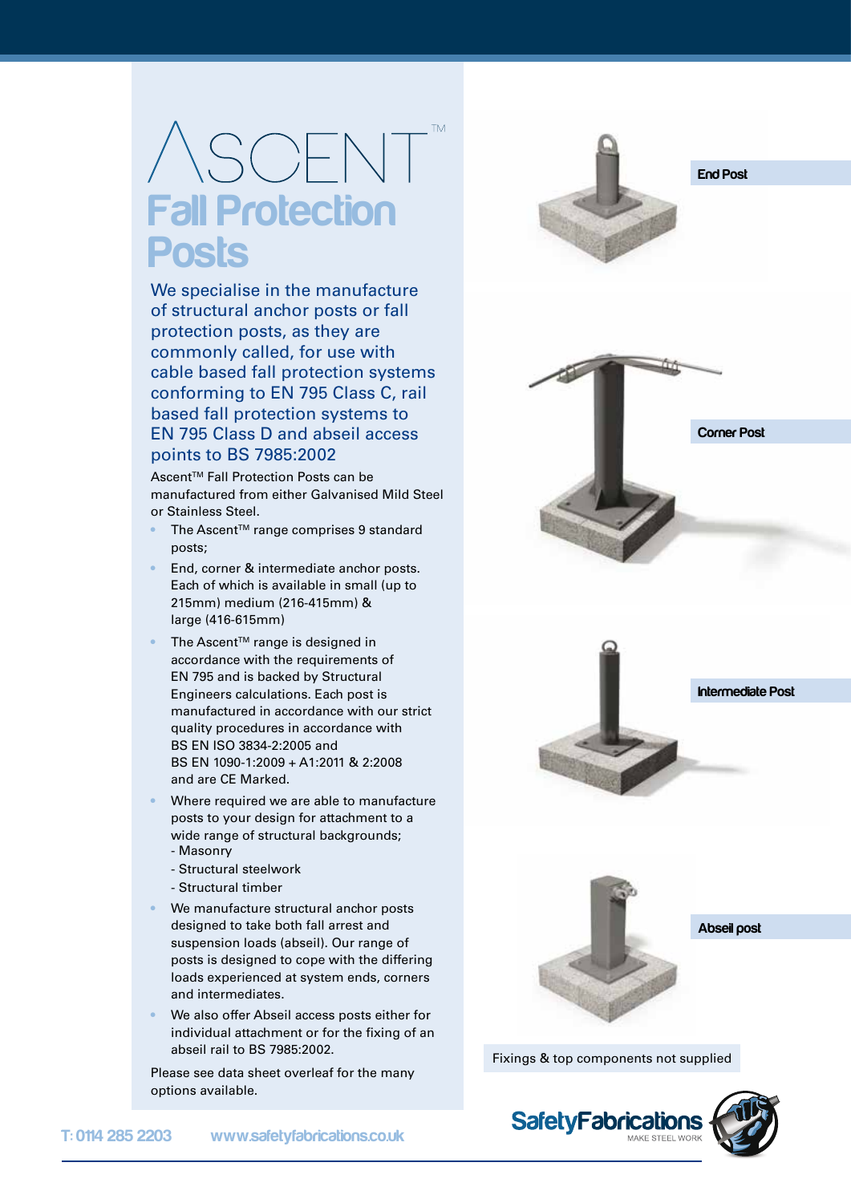# ASCENT™ Fall Protection Posts

We specialise in the manufacture of structural anchor posts or fall protection posts, as they are commonly called, for use with cable based fall protection systems conforming to EN 795 Class C, rail based fall protection systems to EN 795 Class D and abseil access points to BS 7985:2002

Ascent™ Fall Protection Posts can be manufactured from either Galvanised Mild Steel or Stainless Steel.

- The Ascent™ range comprises 9 standard posts;
- End, corner & intermediate anchor posts. Each of which is available in small (up to 215mm) medium (216-415mm) & large (416-615mm)
- The Ascent™ range is designed in accordance with the requirements of EN 795 and is backed by Structural Engineers calculations. Each post is manufactured in accordance with our strict quality procedures in accordance with BS EN ISO 3834-2:2005 and BS EN 1090-1:2009 + A1:2011 & 2:2008 and are CE Marked.
- Where required we are able to manufacture posts to your design for attachment to a wide range of structural backgrounds;
  - Masonry
  - Structural steelwork
  - Structural timber
- We manufacture structural anchor posts designed to take both fall arrest and suspension loads (abseil). Our range of posts is designed to cope with the differing loads experienced at system ends, corners and intermediates.
- We also offer Abseil access posts either for individual attachment or for the fixing of an abseil rail to BS 7985:2002.

Please see data sheet overleaf for the many options available.

End Post

Corner Post

Intermediate Post

Abseil post

Fixings & top components not supplied

SafetyFabrications MAKE STEEL WORK

T: 0114 285 2203 www.safetyfabrications.co.uk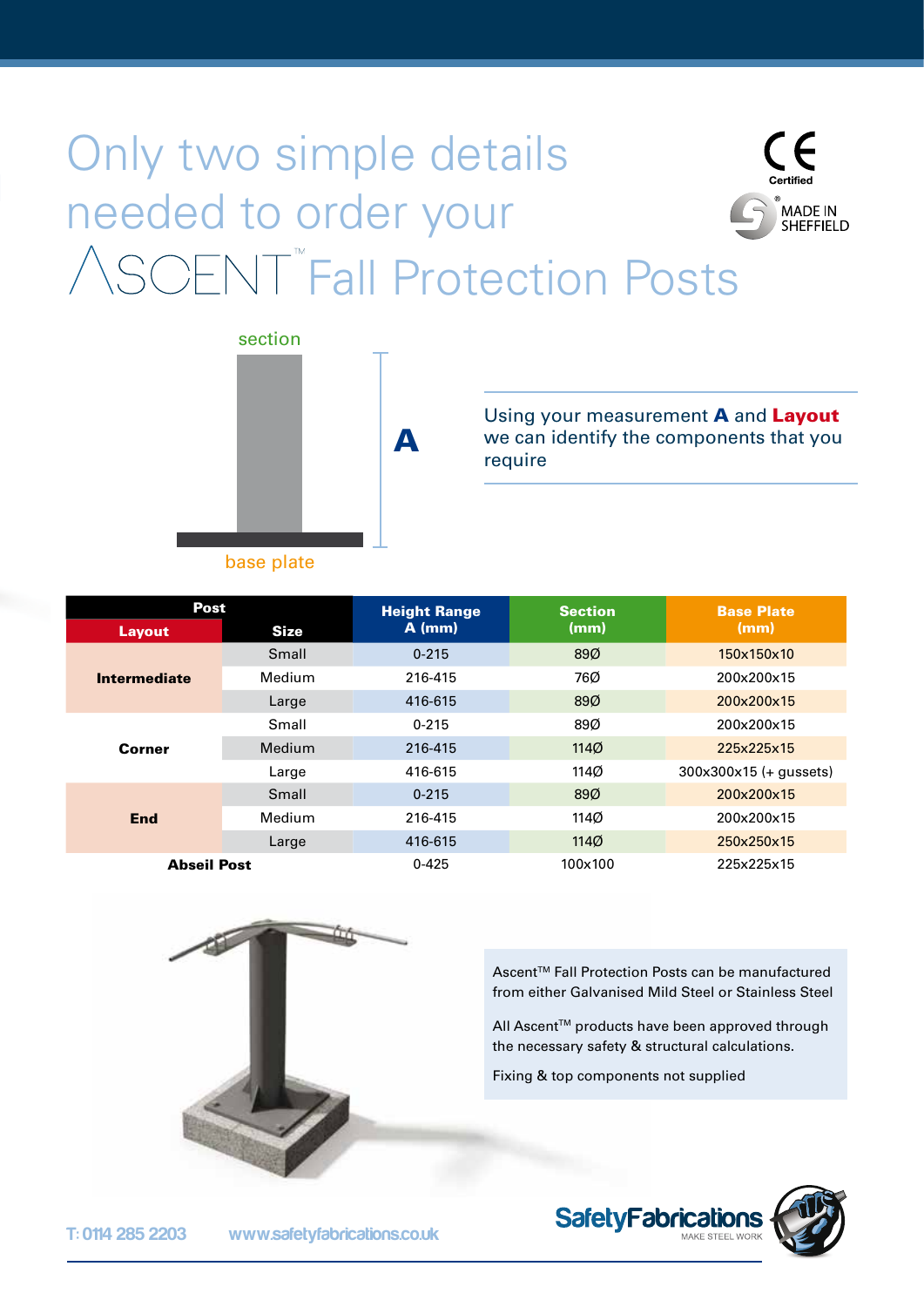# Only two simple details needed to order your ASCENT™ Fall Protection Posts

CE Certified

MADE IN SHEFFIELD

section

A

base plate

Using your measurement **A** and **Layout** we can identify the components that you require

| Post Layout | Post Size | Height Range A (mm) | Section (mm) | Base Plate (mm) |
|---|---|---|---|---|
| **Intermediate** | Small | 0-215 | 89Ø | 150x150x10 |
| | Medium | 216-415 | 76Ø | 200x200x15 |
| | Large | 416-615 | 89Ø | 200x200x15 |
| **Corner** | Small | 0-215 | 89Ø | 200x200x15 |
| | Medium | 216-415 | 114Ø | 225x225x15 |
| | Large | 416-615 | 114Ø | 300x300x15 (+ gussets) |
| **End** | Small | 0-215 | 89Ø | 200x200x15 |
| | Medium | 216-415 | 114Ø | 200x200x15 |
| | Large | 416-615 | 114Ø | 250x250x15 |
| **Abseil Post** | | 0-425 | 100x100 | 225x225x15 |

Ascent™ Fall Protection Posts can be manufactured from either Galvanised Mild Steel or Stainless Steel

All Ascent™ products have been approved through the necessary safety & structural calculations.

Fixing & top components not supplied

T: 0114 285 2203 www.safetyfabrications.co.uk

SafetyFabrications MAKE STEEL WORK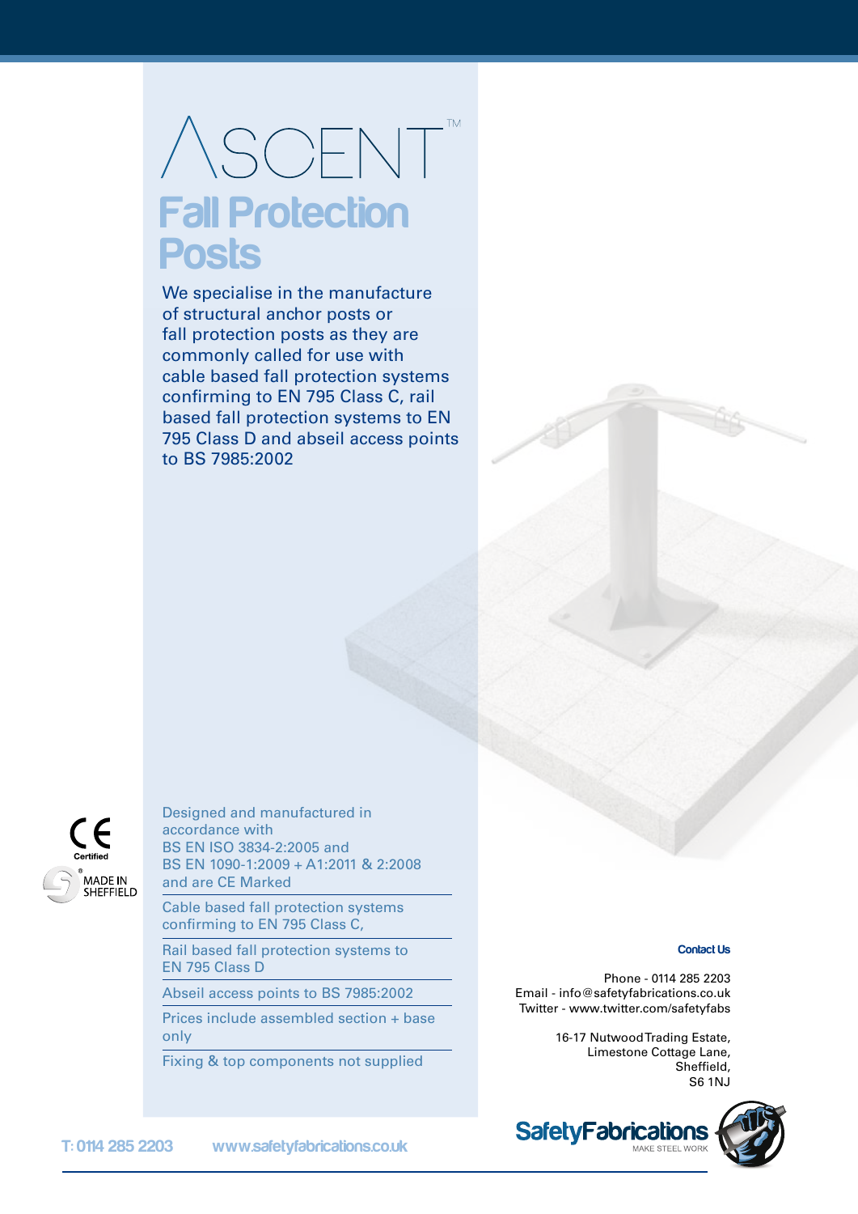# ASCENT™

## Fall Protection Posts

We specialise in the manufacture of structural anchor posts or fall protection posts as they are commonly called for use with cable based fall protection systems confirming to EN 795 Class C, rail based fall protection systems to EN 795 Class D and abseil access points to BS 7985:2002

CE Certified

MADE IN SHEFFIELD

- Designed and manufactured in accordance with BS EN ISO 3834-2:2005 and BS EN 1090-1:2009 + A1:2011 & 2:2008 and are CE Marked
- Cable based fall protection systems confirming to EN 795 Class C,
- Rail based fall protection systems to EN 795 Class D
- Abseil access points to BS 7985:2002
- Prices include assembled section + base only
- Fixing & top components not supplied

**Contact Us**

Phone - 0114 285 2203
Email - info@safetyfabrications.co.uk
Twitter - www.twitter.com/safetyfabs

16-17 Nutwood Trading Estate,
Limestone Cottage Lane,
Sheffield,
S6 1NJ

SafetyFabrications MAKE STEEL WORK

T: 0114 285 2203 www.safetyfabrications.co.uk